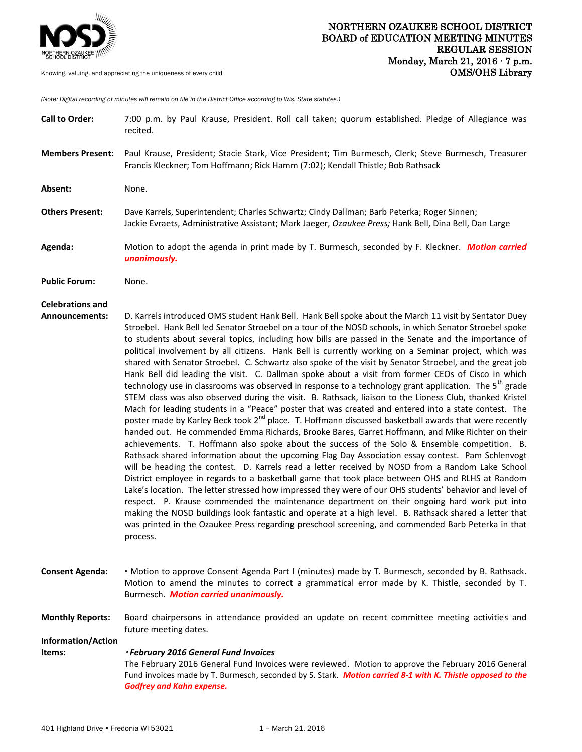NORTHERN OZAUKEE SCHOOL DISTRICT
BOARD of EDUCATION MEETING MINUTES
REGULAR SESSION
Monday, March 21, 2016 · 7 p.m.
OMS/OHS Library

Knowing, valuing, and appreciating the uniqueness of every child

*(Note: Digital recording of minutes will remain on file in the District Office according to Wis. State statutes.)*

**Call to Order:** 7:00 p.m. by Paul Krause, President. Roll call taken; quorum established. Pledge of Allegiance was recited.

**Members Present:** Paul Krause, President; Stacie Stark, Vice President; Tim Burmesch, Clerk; Steve Burmesch, Treasurer Francis Kleckner; Tom Hoffmann; Rick Hamm (7:02); Kendall Thistle; Bob Rathsack

**Absent:** None.

**Others Present:** Dave Karrels, Superintendent; Charles Schwartz; Cindy Dallman; Barb Peterka; Roger Sinnen; Jackie Evraets, Administrative Assistant; Mark Jaeger, *Ozaukee Press;* Hank Bell, Dina Bell, Dan Large

**Agenda:** Motion to adopt the agenda in print made by T. Burmesch, seconded by F. Kleckner. ***Motion carried unanimously.***

**Public Forum:** None.

**Celebrations and Announcements:** D. Karrels introduced OMS student Hank Bell. Hank Bell spoke about the March 11 visit by Sentator Duey Stroebel. Hank Bell led Senator Stroebel on a tour of the NOSD schools, in which Senator Stroebel spoke to students about several topics, including how bills are passed in the Senate and the importance of political involvement by all citizens. Hank Bell is currently working on a Seminar project, which was shared with Senator Stroebel. C. Schwartz also spoke of the visit by Senator Stroebel, and the great job Hank Bell did leading the visit. C. Dallman spoke about a visit from former CEOs of Cisco in which technology use in classrooms was observed in response to a technology grant application. The 5th grade STEM class was also observed during the visit. B. Rathsack, liaison to the Lioness Club, thanked Kristel Mach for leading students in a "Peace" poster that was created and entered into a state contest. The poster made by Karley Beck took 2nd place. T. Hoffmann discussed basketball awards that were recently handed out. He commended Emma Richards, Brooke Bares, Garret Hoffmann, and Mike Richter on their achievements. T. Hoffmann also spoke about the success of the Solo & Ensemble competition. B. Rathsack shared information about the upcoming Flag Day Association essay contest. Pam Schlenvogt will be heading the contest. D. Karrels read a letter received by NOSD from a Random Lake School District employee in regards to a basketball game that took place between OHS and RLHS at Random Lake's location. The letter stressed how impressed they were of our OHS students' behavior and level of respect. P. Krause commended the maintenance department on their ongoing hard work put into making the NOSD buildings look fantastic and operate at a high level. B. Rathsack shared a letter that was printed in the Ozaukee Press regarding preschool screening, and commended Barb Peterka in that process.

**Consent Agenda:** · Motion to approve Consent Agenda Part I (minutes) made by T. Burmesch, seconded by B. Rathsack. Motion to amend the minutes to correct a grammatical error made by K. Thistle, seconded by T. Burmesch. ***Motion carried unanimously.***

**Monthly Reports:** Board chairpersons in attendance provided an update on recent committee meeting activities and future meeting dates.

**Information/Action Items:**

***· February 2016 General Fund Invoices***

The February 2016 General Fund Invoices were reviewed. Motion to approve the February 2016 General Fund invoices made by T. Burmesch, seconded by S. Stark. ***Motion carried 8-1 with K. Thistle opposed to the Godfrey and Kahn expense.***

401 Highland Drive • Fredonia WI 53021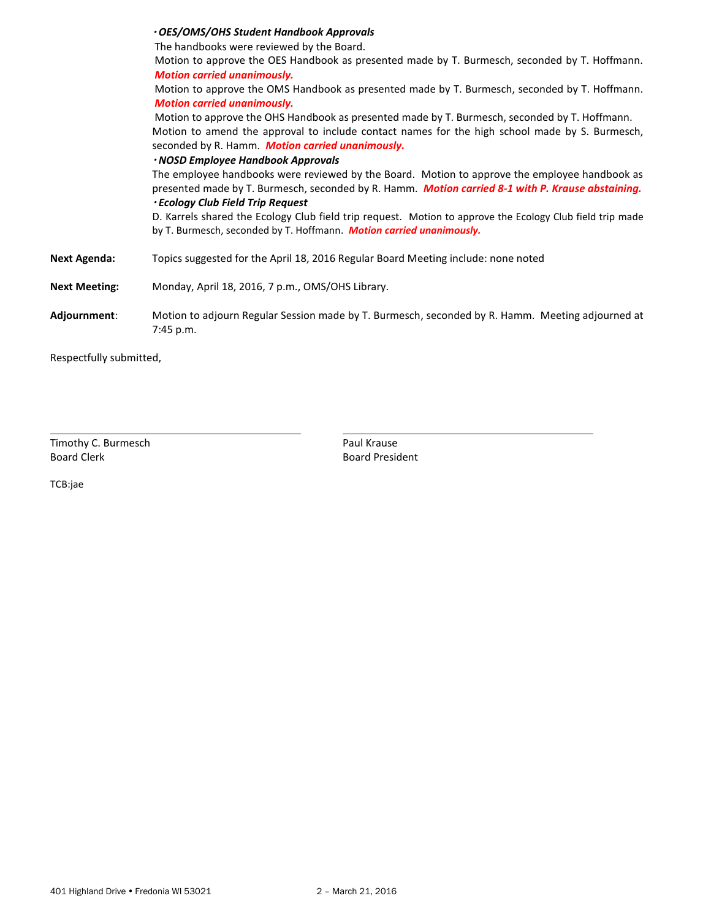- ***OES/OMS/OHS Student Handbook Approvals***

  The handbooks were reviewed by the Board.

  Motion to approve the OES Handbook as presented made by T. Burmesch, seconded by T. Hoffmann. ***Motion carried unanimously.***

  Motion to approve the OMS Handbook as presented made by T. Burmesch, seconded by T. Hoffmann. ***Motion carried unanimously.***

  Motion to approve the OHS Handbook as presented made by T. Burmesch, seconded by T. Hoffmann. Motion to amend the approval to include contact names for the high school made by S. Burmesch, seconded by R. Hamm. ***Motion carried unanimously.***

- ***NOSD Employee Handbook Approvals***

  The employee handbooks were reviewed by the Board. Motion to approve the employee handbook as presented made by T. Burmesch, seconded by R. Hamm. ***Motion carried 8-1 with P. Krause abstaining.***

- ***Ecology Club Field Trip Request***

  D. Karrels shared the Ecology Club field trip request. Motion to approve the Ecology Club field trip made by T. Burmesch, seconded by T. Hoffmann. ***Motion carried unanimously.***

**Next Agenda:** Topics suggested for the April 18, 2016 Regular Board Meeting include: none noted

**Next Meeting:** Monday, April 18, 2016, 7 p.m., OMS/OHS Library.

**Adjournment**: Motion to adjourn Regular Session made by T. Burmesch, seconded by R. Hamm. Meeting adjourned at 7:45 p.m.

Respectfully submitted,

Timothy C. Burmesch
Board Clerk

Paul Krause
Board President

TCB:jae